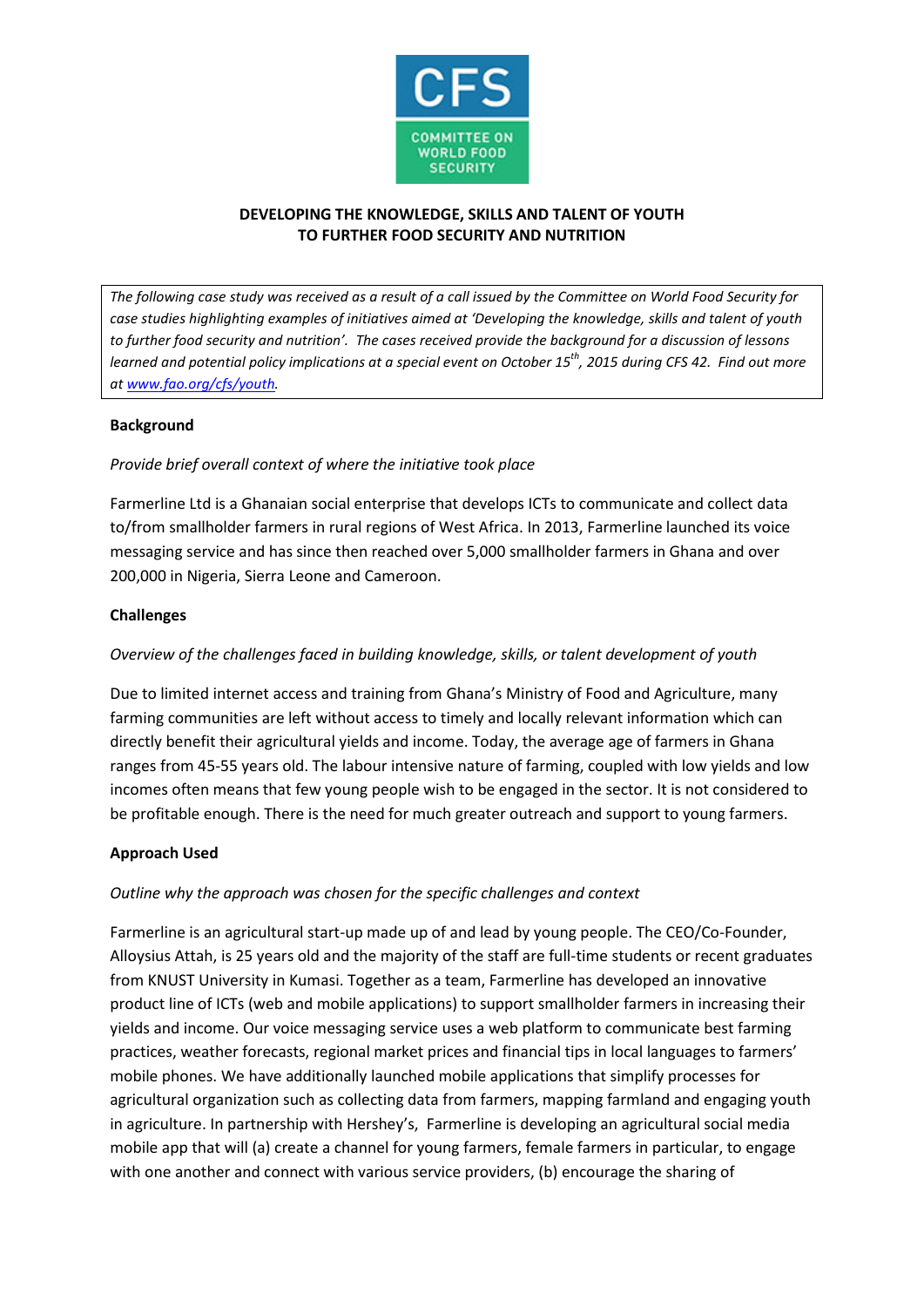CFS

COMMITTEE ON WORLD FOOD SECURITY

# DEVELOPING THE KNOWLEDGE, SKILLS AND TALENT OF YOUTH TO FURTHER FOOD SECURITY AND NUTRITION

*The following case study was received as a result of a call issued by the Committee on World Food Security for case studies highlighting examples of initiatives aimed at 'Developing the knowledge, skills and talent of youth to further food security and nutrition'. The cases received provide the background for a discussion of lessons learned and potential policy implications at a special event on October 15th, 2015 during CFS 42. Find out more at [www.fao.org/cfs/youth](http://www.fao.org/cfs/youth).*

**Background**

*Provide brief overall context of where the initiative took place*

Farmerline Ltd is a Ghanaian social enterprise that develops ICTs to communicate and collect data to/from smallholder farmers in rural regions of West Africa. In 2013, Farmerline launched its voice messaging service and has since then reached over 5,000 smallholder farmers in Ghana and over 200,000 in Nigeria, Sierra Leone and Cameroon.

**Challenges**

*Overview of the challenges faced in building knowledge, skills, or talent development of youth*

Due to limited internet access and training from Ghana's Ministry of Food and Agriculture, many farming communities are left without access to timely and locally relevant information which can directly benefit their agricultural yields and income. Today, the average age of farmers in Ghana ranges from 45-55 years old. The labour intensive nature of farming, coupled with low yields and low incomes often means that few young people wish to be engaged in the sector. It is not considered to be profitable enough. There is the need for much greater outreach and support to young farmers.

**Approach Used**

*Outline why the approach was chosen for the specific challenges and context*

Farmerline is an agricultural start-up made up of and lead by young people. The CEO/Co-Founder, Alloysius Attah, is 25 years old and the majority of the staff are full-time students or recent graduates from KNUST University in Kumasi. Together as a team, Farmerline has developed an innovative product line of ICTs (web and mobile applications) to support smallholder farmers in increasing their yields and income. Our voice messaging service uses a web platform to communicate best farming practices, weather forecasts, regional market prices and financial tips in local languages to farmers' mobile phones. We have additionally launched mobile applications that simplify processes for agricultural organization such as collecting data from farmers, mapping farmland and engaging youth in agriculture. In partnership with Hershey's, Farmerline is developing an agricultural social media mobile app that will (a) create a channel for young farmers, female farmers in particular, to engage with one another and connect with various service providers, (b) encourage the sharing of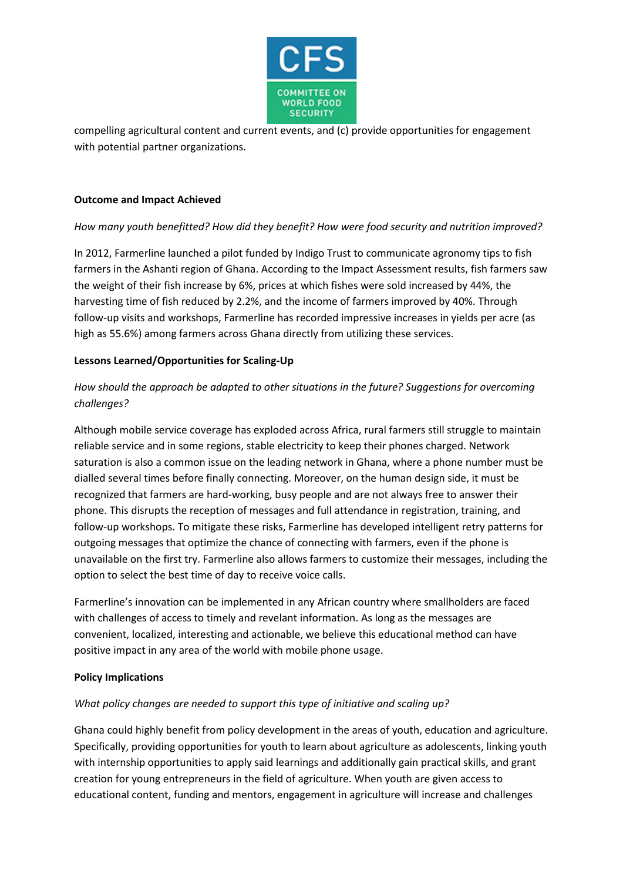compelling agricultural content and current events, and (c) provide opportunities for engagement with potential partner organizations.

**Outcome and Impact Achieved**

*How many youth benefitted? How did they benefit? How were food security and nutrition improved?*

In 2012, Farmerline launched a pilot funded by Indigo Trust to communicate agronomy tips to fish farmers in the Ashanti region of Ghana. According to the Impact Assessment results, fish farmers saw the weight of their fish increase by 6%, prices at which fishes were sold increased by 44%, the harvesting time of fish reduced by 2.2%, and the income of farmers improved by 40%. Through follow-up visits and workshops, Farmerline has recorded impressive increases in yields per acre (as high as 55.6%) among farmers across Ghana directly from utilizing these services.

**Lessons Learned/Opportunities for Scaling-Up**

*How should the approach be adapted to other situations in the future? Suggestions for overcoming challenges?*

Although mobile service coverage has exploded across Africa, rural farmers still struggle to maintain reliable service and in some regions, stable electricity to keep their phones charged. Network saturation is also a common issue on the leading network in Ghana, where a phone number must be dialled several times before finally connecting. Moreover, on the human design side, it must be recognized that farmers are hard-working, busy people and are not always free to answer their phone. This disrupts the reception of messages and full attendance in registration, training, and follow-up workshops. To mitigate these risks, Farmerline has developed intelligent retry patterns for outgoing messages that optimize the chance of connecting with farmers, even if the phone is unavailable on the first try. Farmerline also allows farmers to customize their messages, including the option to select the best time of day to receive voice calls.

Farmerline's innovation can be implemented in any African country where smallholders are faced with challenges of access to timely and revelant information. As long as the messages are convenient, localized, interesting and actionable, we believe this educational method can have positive impact in any area of the world with mobile phone usage.

**Policy Implications**

*What policy changes are needed to support this type of initiative and scaling up?*

Ghana could highly benefit from policy development in the areas of youth, education and agriculture. Specifically, providing opportunities for youth to learn about agriculture as adolescents, linking youth with internship opportunities to apply said learnings and additionally gain practical skills, and grant creation for young entrepreneurs in the field of agriculture. When youth are given access to educational content, funding and mentors, engagement in agriculture will increase and challenges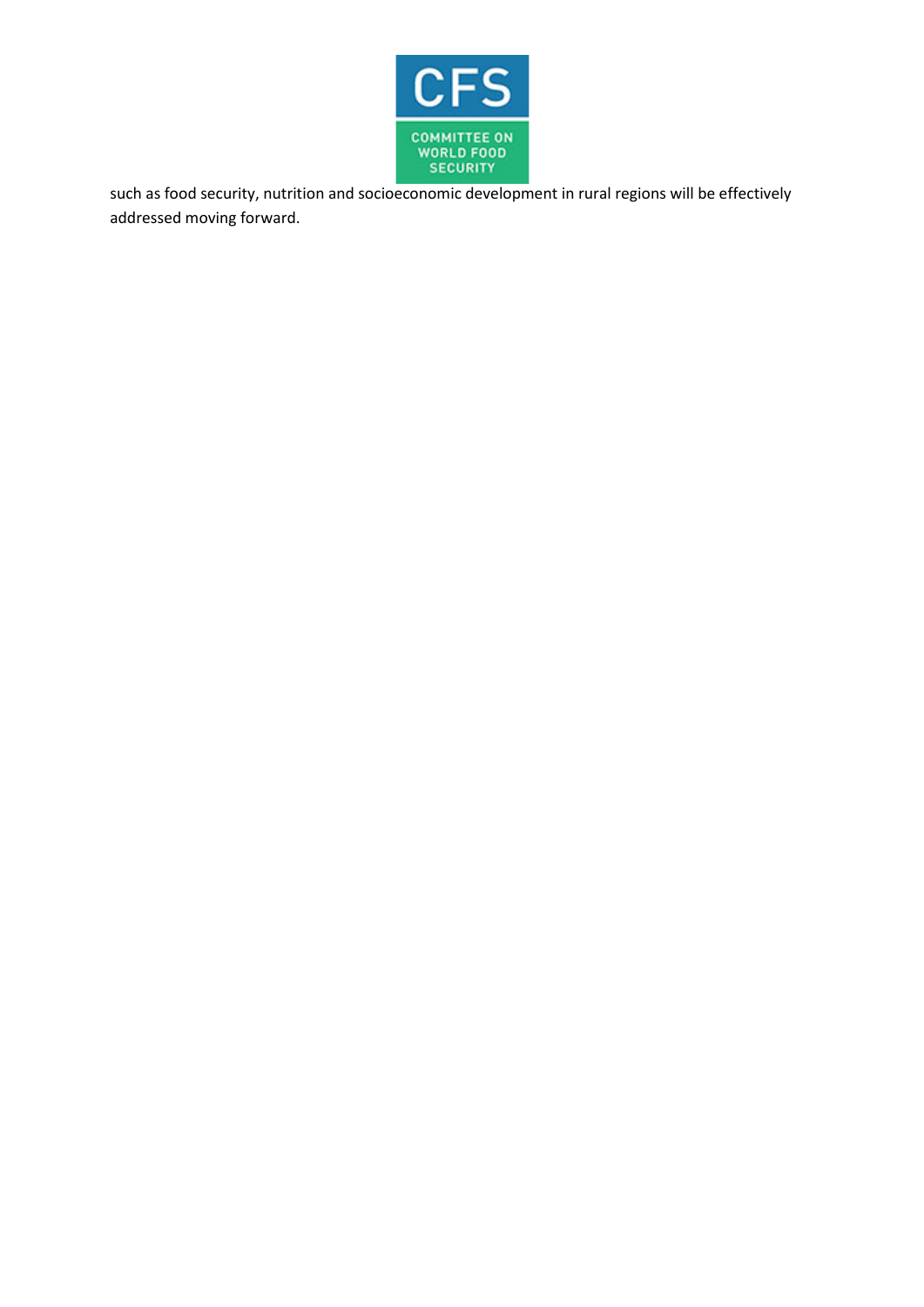such as food security, nutrition and socioeconomic development in rural regions will be effectively addressed moving forward.